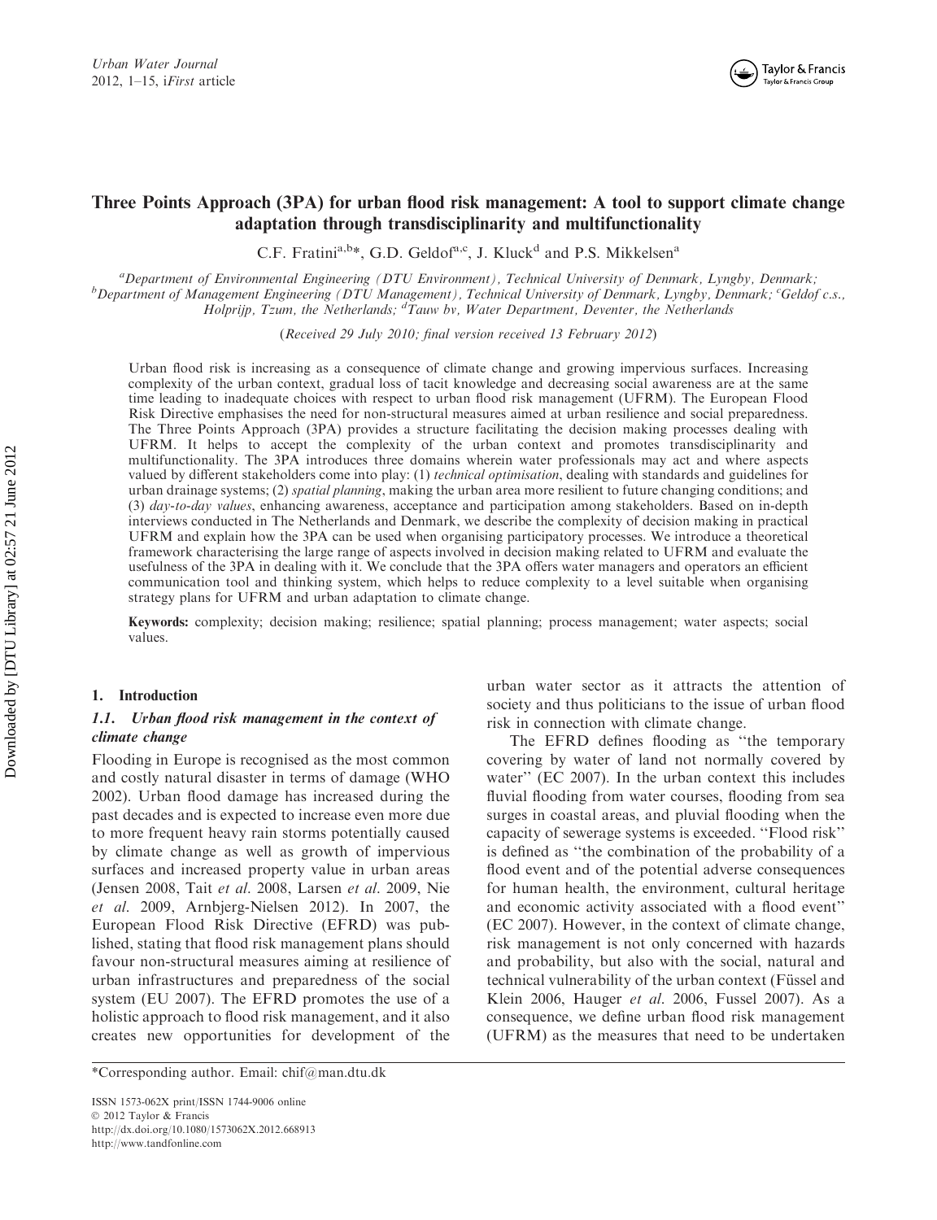# Three Points Approach (3PA) for urban flood risk management: A tool to support climate change adaptation through transdisciplinarity and multifunctionality

C.F. Fratini[a,b]*, G.D. Geldof[a,c], J. Kluck[d] and P.S. Mikkelsen[a]

[a]*Department of Environmental Engineering (DTU Environment), Technical University of Denmark, Lyngby, Denmark;* [b]*Department of Management Engineering (DTU Management), Technical University of Denmark, Lyngby, Denmark;* [c]*Geldof c.s., Holprijp, Tzum, the Netherlands;* [d]*Tauw bv, Water Department, Deventer, the Netherlands*

(*Received 29 July 2010; final version received 13 February 2012*)

Urban flood risk is increasing as a consequence of climate change and growing impervious surfaces. Increasing complexity of the urban context, gradual loss of tacit knowledge and decreasing social awareness are at the same time leading to inadequate choices with respect to urban flood risk management (UFRM). The European Flood Risk Directive emphasises the need for non-structural measures aimed at urban resilience and social preparedness. The Three Points Approach (3PA) provides a structure facilitating the decision making processes dealing with UFRM. It helps to accept the complexity of the urban context and promotes transdisciplinarity and multifunctionality. The 3PA introduces three domains wherein water professionals may act and where aspects valued by different stakeholders come into play: (1) *technical optimisation*, dealing with standards and guidelines for urban drainage systems; (2) *spatial planning*, making the urban area more resilient to future changing conditions; and (3) *day-to-day values*, enhancing awareness, acceptance and participation among stakeholders. Based on in-depth interviews conducted in The Netherlands and Denmark, we describe the complexity of decision making in practical UFRM and explain how the 3PA can be used when organising participatory processes. We introduce a theoretical framework characterising the large range of aspects involved in decision making related to UFRM and evaluate the usefulness of the 3PA in dealing with it. We conclude that the 3PA offers water managers and operators an efficient communication tool and thinking system, which helps to reduce complexity to a level suitable when organising strategy plans for UFRM and urban adaptation to climate change.

**Keywords:** complexity; decision making; resilience; spatial planning; process management; water aspects; social values.

## 1. Introduction

### 1.1. *Urban flood risk management in the context of climate change*

Flooding in Europe is recognised as the most common and costly natural disaster in terms of damage (WHO 2002). Urban flood damage has increased during the past decades and is expected to increase even more due to more frequent heavy rain storms potentially caused by climate change as well as growth of impervious surfaces and increased property value in urban areas (Jensen 2008, Tait *et al.* 2008, Larsen *et al.* 2009, Nie *et al.* 2009, Arnbjerg-Nielsen 2012). In 2007, the European Flood Risk Directive (EFRD) was published, stating that flood risk management plans should favour non-structural measures aiming at resilience of urban infrastructures and preparedness of the social system (EU 2007). The EFRD promotes the use of a holistic approach to flood risk management, and it also creates new opportunities for development of the urban water sector as it attracts the attention of society and thus politicians to the issue of urban flood risk in connection with climate change.

The EFRD defines flooding as "the temporary covering by water of land not normally covered by water" (EC 2007). In the urban context this includes fluvial flooding from water courses, flooding from sea surges in coastal areas, and pluvial flooding when the capacity of sewerage systems is exceeded. "Flood risk" is defined as "the combination of the probability of a flood event and of the potential adverse consequences for human health, the environment, cultural heritage and economic activity associated with a flood event" (EC 2007). However, in the context of climate change, risk management is not only concerned with hazards and probability, but also with the social, natural and technical vulnerability of the urban context (Füssel and Klein 2006, Hauger *et al.* 2006, Fussel 2007). As a consequence, we define urban flood risk management (UFRM) as the measures that need to be undertaken

*Corresponding author. Email: chif@man.dtu.dk

ISSN 1573-062X print/ISSN 1744-9006 online
© 2012 Taylor & Francis
http://dx.doi.org/10.1080/1573062X.2012.668913
http://www.tandfonline.com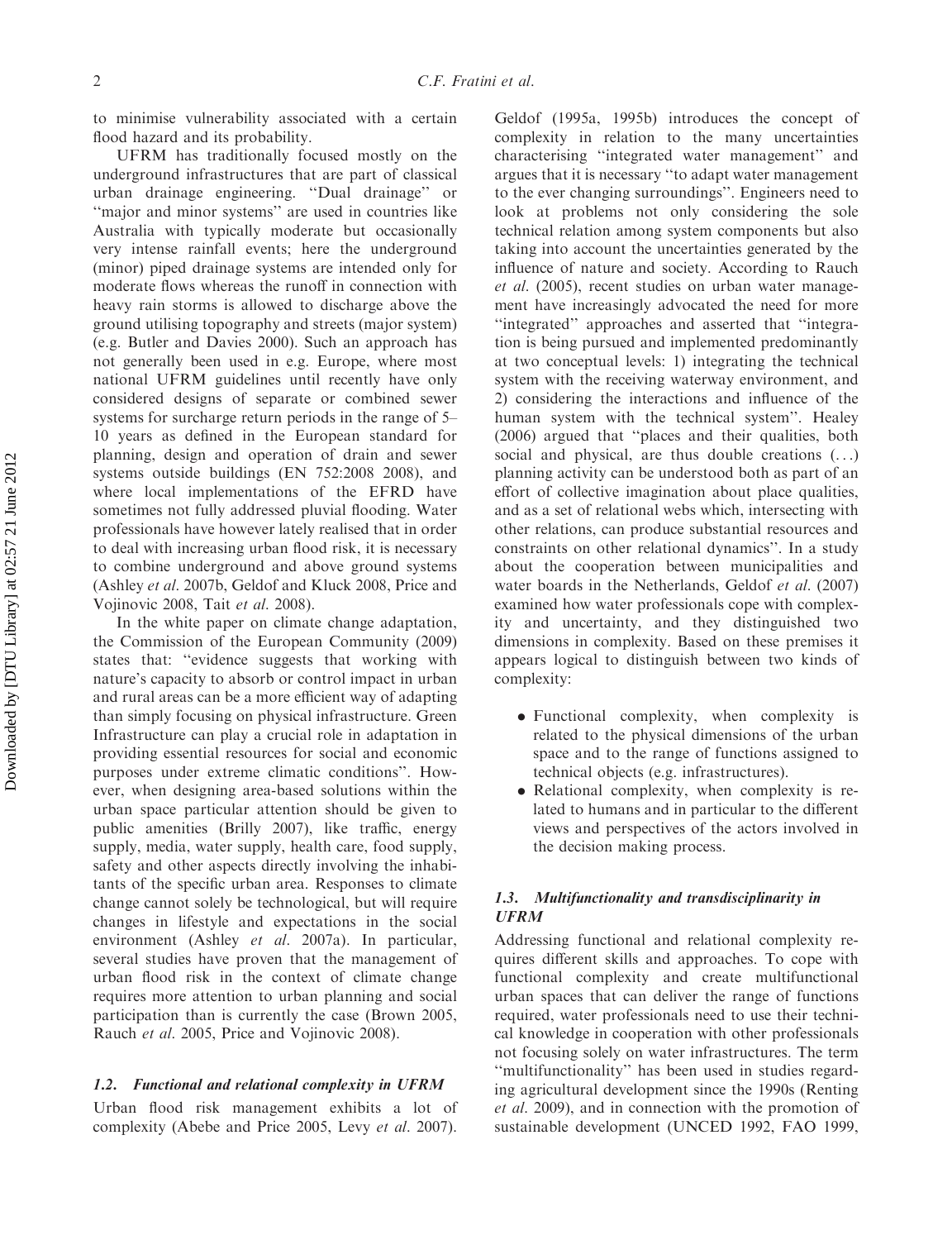to minimise vulnerability associated with a certain flood hazard and its probability.

UFRM has traditionally focused mostly on the underground infrastructures that are part of classical urban drainage engineering. "Dual drainage" or "major and minor systems" are used in countries like Australia with typically moderate but occasionally very intense rainfall events; here the underground (minor) piped drainage systems are intended only for moderate flows whereas the runoff in connection with heavy rain storms is allowed to discharge above the ground utilising topography and streets (major system) (e.g. Butler and Davies 2000). Such an approach has not generally been used in e.g. Europe, where most national UFRM guidelines until recently have only considered designs of separate or combined sewer systems for surcharge return periods in the range of 5–10 years as defined in the European standard for planning, design and operation of drain and sewer systems outside buildings (EN 752:2008 2008), and where local implementations of the EFRD have sometimes not fully addressed pluvial flooding. Water professionals have however lately realised that in order to deal with increasing urban flood risk, it is necessary to combine underground and above ground systems (Ashley *et al.* 2007b, Geldof and Kluck 2008, Price and Vojinovic 2008, Tait *et al.* 2008).

In the white paper on climate change adaptation, the Commission of the European Community (2009) states that: "evidence suggests that working with nature's capacity to absorb or control impact in urban and rural areas can be a more efficient way of adapting than simply focusing on physical infrastructure. Green Infrastructure can play a crucial role in adaptation in providing essential resources for social and economic purposes under extreme climatic conditions". However, when designing area-based solutions within the urban space particular attention should be given to public amenities (Brilly 2007), like traffic, energy supply, media, water supply, health care, food supply, safety and other aspects directly involving the inhabitants of the specific urban area. Responses to climate change cannot solely be technological, but will require changes in lifestyle and expectations in the social environment (Ashley *et al.* 2007a). In particular, several studies have proven that the management of urban flood risk in the context of climate change requires more attention to urban planning and social participation than is currently the case (Brown 2005, Rauch *et al.* 2005, Price and Vojinovic 2008).

### 1.2. Functional and relational complexity in UFRM

Urban flood risk management exhibits a lot of complexity (Abebe and Price 2005, Levy *et al.* 2007). Geldof (1995a, 1995b) introduces the concept of complexity in relation to the many uncertainties characterising "integrated water management" and argues that it is necessary "to adapt water management to the ever changing surroundings". Engineers need to look at problems not only considering the sole technical relation among system components but also taking into account the uncertainties generated by the influence of nature and society. According to Rauch *et al.* (2005), recent studies on urban water management have increasingly advocated the need for more "integrated" approaches and asserted that "integration is being pursued and implemented predominantly at two conceptual levels: 1) integrating the technical system with the receiving waterway environment, and 2) considering the interactions and influence of the human system with the technical system". Healey (2006) argued that "places and their qualities, both social and physical, are thus double creations (...) planning activity can be understood both as part of an effort of collective imagination about place qualities, and as a set of relational webs which, intersecting with other relations, can produce substantial resources and constraints on other relational dynamics". In a study about the cooperation between municipalities and water boards in the Netherlands, Geldof *et al.* (2007) examined how water professionals cope with complexity and uncertainty, and they distinguished two dimensions in complexity. Based on these premises it appears logical to distinguish between two kinds of complexity:

- Functional complexity, when complexity is related to the physical dimensions of the urban space and to the range of functions assigned to technical objects (e.g. infrastructures).
- Relational complexity, when complexity is related to humans and in particular to the different views and perspectives of the actors involved in the decision making process.

### 1.3. Multifunctionality and transdisciplinarity in UFRM

Addressing functional and relational complexity requires different skills and approaches. To cope with functional complexity and create multifunctional urban spaces that can deliver the range of functions required, water professionals need to use their technical knowledge in cooperation with other professionals not focusing solely on water infrastructures. The term "multifunctionality" has been used in studies regarding agricultural development since the 1990s (Renting *et al.* 2009), and in connection with the promotion of sustainable development (UNCED 1992, FAO 1999,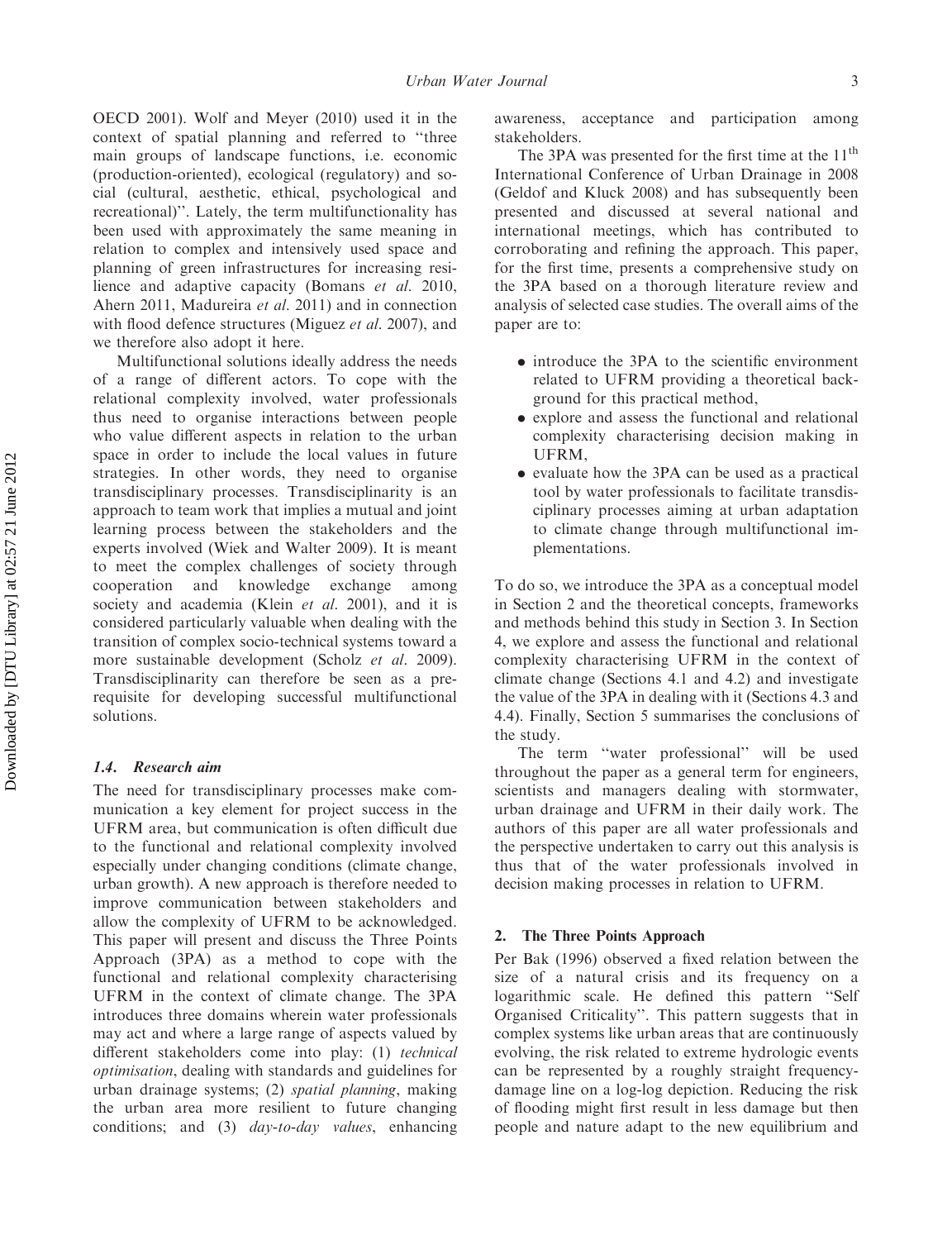OECD 2001). Wolf and Meyer (2010) used it in the context of spatial planning and referred to "three main groups of landscape functions, i.e. economic (production-oriented), ecological (regulatory) and social (cultural, aesthetic, ethical, psychological and recreational)". Lately, the term multifunctionality has been used with approximately the same meaning in relation to complex and intensively used space and planning of green infrastructures for increasing resilience and adaptive capacity (Bomans *et al.* 2010, Ahern 2011, Madureira *et al.* 2011) and in connection with flood defence structures (Miguez *et al.* 2007), and we therefore also adopt it here.

Multifunctional solutions ideally address the needs of a range of different actors. To cope with the relational complexity involved, water professionals thus need to organise interactions between people who value different aspects in relation to the urban space in order to include the local values in future strategies. In other words, they need to organise transdisciplinary processes. Transdisciplinarity is an approach to team work that implies a mutual and joint learning process between the stakeholders and the experts involved (Wiek and Walter 2009). It is meant to meet the complex challenges of society through cooperation and knowledge exchange among society and academia (Klein *et al.* 2001), and it is considered particularly valuable when dealing with the transition of complex socio-technical systems toward a more sustainable development (Scholz *et al.* 2009). Transdisciplinarity can therefore be seen as a prerequisite for developing successful multifunctional solutions.

### 1.4. Research aim

The need for transdisciplinary processes make communication a key element for project success in the UFRM area, but communication is often difficult due to the functional and relational complexity involved especially under changing conditions (climate change, urban growth). A new approach is therefore needed to improve communication between stakeholders and allow the complexity of UFRM to be acknowledged. This paper will present and discuss the Three Points Approach (3PA) as a method to cope with the functional and relational complexity characterising UFRM in the context of climate change. The 3PA introduces three domains wherein water professionals may act and where a large range of aspects valued by different stakeholders come into play: (1) *technical optimisation*, dealing with standards and guidelines for urban drainage systems; (2) *spatial planning*, making the urban area more resilient to future changing conditions; and (3) *day-to-day values*, enhancing awareness, acceptance and participation among stakeholders.

The 3PA was presented for the first time at the 11th International Conference of Urban Drainage in 2008 (Geldof and Kluck 2008) and has subsequently been presented and discussed at several national and international meetings, which has contributed to corroborating and refining the approach. This paper, for the first time, presents a comprehensive study on the 3PA based on a thorough literature review and analysis of selected case studies. The overall aims of the paper are to:

- introduce the 3PA to the scientific environment related to UFRM providing a theoretical background for this practical method,
- explore and assess the functional and relational complexity characterising decision making in UFRM,
- evaluate how the 3PA can be used as a practical tool by water professionals to facilitate transdisciplinary processes aiming at urban adaptation to climate change through multifunctional implementations.

To do so, we introduce the 3PA as a conceptual model in Section 2 and the theoretical concepts, frameworks and methods behind this study in Section 3. In Section 4, we explore and assess the functional and relational complexity characterising UFRM in the context of climate change (Sections 4.1 and 4.2) and investigate the value of the 3PA in dealing with it (Sections 4.3 and 4.4). Finally, Section 5 summarises the conclusions of the study.

The term "water professional" will be used throughout the paper as a general term for engineers, scientists and managers dealing with stormwater, urban drainage and UFRM in their daily work. The authors of this paper are all water professionals and the perspective undertaken to carry out this analysis is thus that of the water professionals involved in decision making processes in relation to UFRM.

## 2. The Three Points Approach

Per Bak (1996) observed a fixed relation between the size of a natural crisis and its frequency on a logarithmic scale. He defined this pattern "Self Organised Criticality". This pattern suggests that in complex systems like urban areas that are continuously evolving, the risk related to extreme hydrologic events can be represented by a roughly straight frequency-damage line on a log-log depiction. Reducing the risk of flooding might first result in less damage but then people and nature adapt to the new equilibrium and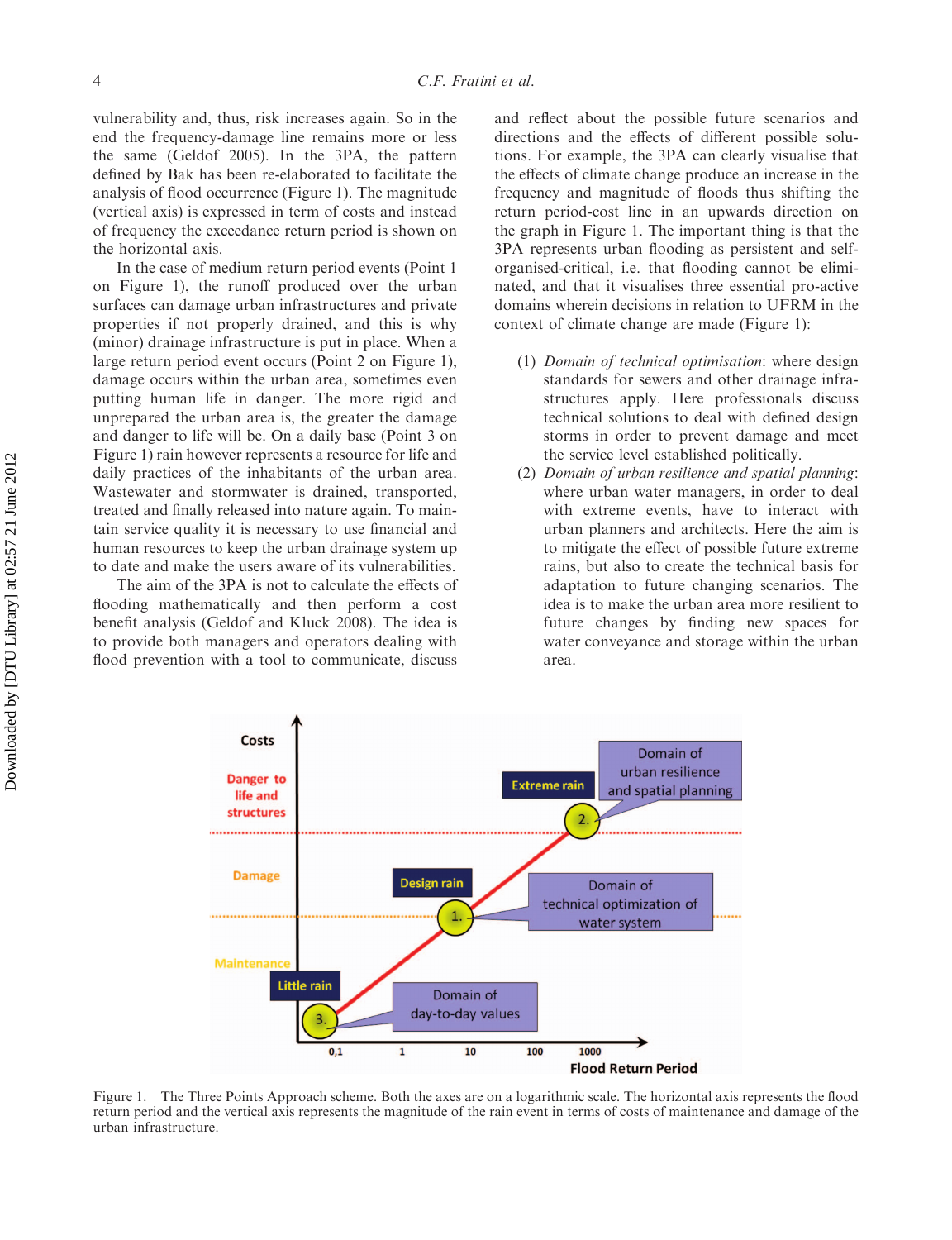vulnerability and, thus, risk increases again. So in the end the frequency-damage line remains more or less the same (Geldof 2005). In the 3PA, the pattern defined by Bak has been re-elaborated to facilitate the analysis of flood occurrence (Figure 1). The magnitude (vertical axis) is expressed in term of costs and instead of frequency the exceedance return period is shown on the horizontal axis.

In the case of medium return period events (Point 1 on Figure 1), the runoff produced over the urban surfaces can damage urban infrastructures and private properties if not properly drained, and this is why (minor) drainage infrastructure is put in place. When a large return period event occurs (Point 2 on Figure 1), damage occurs within the urban area, sometimes even putting human life in danger. The more rigid and unprepared the urban area is, the greater the damage and danger to life will be. On a daily base (Point 3 on Figure 1) rain however represents a resource for life and daily practices of the inhabitants of the urban area. Wastewater and stormwater is drained, transported, treated and finally released into nature again. To maintain service quality it is necessary to use financial and human resources to keep the urban drainage system up to date and make the users aware of its vulnerabilities.

The aim of the 3PA is not to calculate the effects of flooding mathematically and then perform a cost benefit analysis (Geldof and Kluck 2008). The idea is to provide both managers and operators dealing with flood prevention with a tool to communicate, discuss and reflect about the possible future scenarios and directions and the effects of different possible solutions. For example, the 3PA can clearly visualise that the effects of climate change produce an increase in the frequency and magnitude of floods thus shifting the return period-cost line in an upwards direction on the graph in Figure 1. The important thing is that the 3PA represents urban flooding as persistent and self-organised-critical, i.e. that flooding cannot be eliminated, and that it visualises three essential pro-active domains wherein decisions in relation to UFRM in the context of climate change are made (Figure 1):

(1) *Domain of technical optimisation*: where design standards for sewers and other drainage infrastructures apply. Here professionals discuss technical solutions to deal with defined design storms in order to prevent damage and meet the service level established politically.
(2) *Domain of urban resilience and spatial planning*: where urban water managers, in order to deal with extreme events, have to interact with urban planners and architects. Here the aim is to mitigate the effect of possible future extreme rains, but also to create the technical basis for adaptation to future changing scenarios. The idea is to make the urban area more resilient to future changes by finding new spaces for water conveyance and storage within the urban area.

Figure 1. The Three Points Approach scheme. Both the axes are on a logarithmic scale. The horizontal axis represents the flood return period and the vertical axis represents the magnitude of the rain event in terms of costs of maintenance and damage of the urban infrastructure.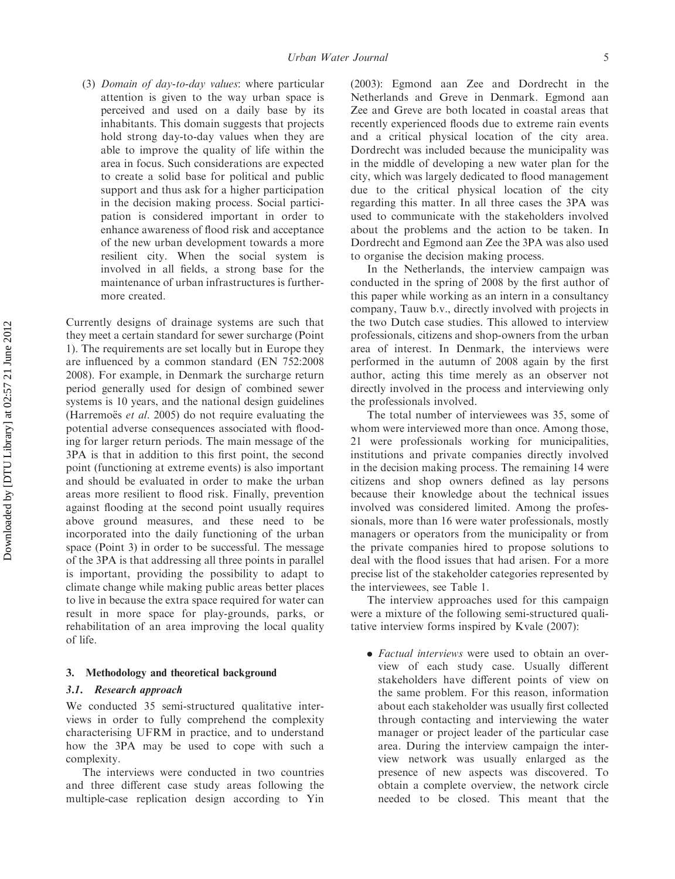(3) *Domain of day-to-day values*: where particular attention is given to the way urban space is perceived and used on a daily base by its inhabitants. This domain suggests that projects hold strong day-to-day values when they are able to improve the quality of life within the area in focus. Such considerations are expected to create a solid base for political and public support and thus ask for a higher participation in the decision making process. Social participation is considered important in order to enhance awareness of flood risk and acceptance of the new urban development towards a more resilient city. When the social system is involved in all fields, a strong base for the maintenance of urban infrastructures is furthermore created.

Currently designs of drainage systems are such that they meet a certain standard for sewer surcharge (Point 1). The requirements are set locally but in Europe they are influenced by a common standard (EN 752:2008 2008). For example, in Denmark the surcharge return period generally used for design of combined sewer systems is 10 years, and the national design guidelines (Harremoës *et al*. 2005) do not require evaluating the potential adverse consequences associated with flooding for larger return periods. The main message of the 3PA is that in addition to this first point, the second point (functioning at extreme events) is also important and should be evaluated in order to make the urban areas more resilient to flood risk. Finally, prevention against flooding at the second point usually requires above ground measures, and these need to be incorporated into the daily functioning of the urban space (Point 3) in order to be successful. The message of the 3PA is that addressing all three points in parallel is important, providing the possibility to adapt to climate change while making public areas better places to live in because the extra space required for water can result in more space for play-grounds, parks, or rehabilitation of an area improving the local quality of life.

## 3. Methodology and theoretical background

### 3.1. Research approach

We conducted 35 semi-structured qualitative interviews in order to fully comprehend the complexity characterising UFRM in practice, and to understand how the 3PA may be used to cope with such a complexity.

The interviews were conducted in two countries and three different case study areas following the multiple-case replication design according to Yin (2003): Egmond aan Zee and Dordrecht in the Netherlands and Greve in Denmark. Egmond aan Zee and Greve are both located in coastal areas that recently experienced floods due to extreme rain events and a critical physical location of the city area. Dordrecht was included because the municipality was in the middle of developing a new water plan for the city, which was largely dedicated to flood management due to the critical physical location of the city regarding this matter. In all three cases the 3PA was used to communicate with the stakeholders involved about the problems and the action to be taken. In Dordrecht and Egmond aan Zee the 3PA was also used to organise the decision making process.

In the Netherlands, the interview campaign was conducted in the spring of 2008 by the first author of this paper while working as an intern in a consultancy company, Tauw b.v., directly involved with projects in the two Dutch case studies. This allowed to interview professionals, citizens and shop-owners from the urban area of interest. In Denmark, the interviews were performed in the autumn of 2008 again by the first author, acting this time merely as an observer not directly involved in the process and interviewing only the professionals involved.

The total number of interviewees was 35, some of whom were interviewed more than once. Among those, 21 were professionals working for municipalities, institutions and private companies directly involved in the decision making process. The remaining 14 were citizens and shop owners defined as lay persons because their knowledge about the technical issues involved was considered limited. Among the professionals, more than 16 were water professionals, mostly managers or operators from the municipality or from the private companies hired to propose solutions to deal with the flood issues that had arisen. For a more precise list of the stakeholder categories represented by the interviewees, see Table 1.

The interview approaches used for this campaign were a mixture of the following semi-structured qualitative interview forms inspired by Kvale (2007):

- *Factual interviews* were used to obtain an overview of each study case. Usually different stakeholders have different points of view on the same problem. For this reason, information about each stakeholder was usually first collected through contacting and interviewing the water manager or project leader of the particular case area. During the interview campaign the interview network was usually enlarged as the presence of new aspects was discovered. To obtain a complete overview, the network circle needed to be closed. This meant that the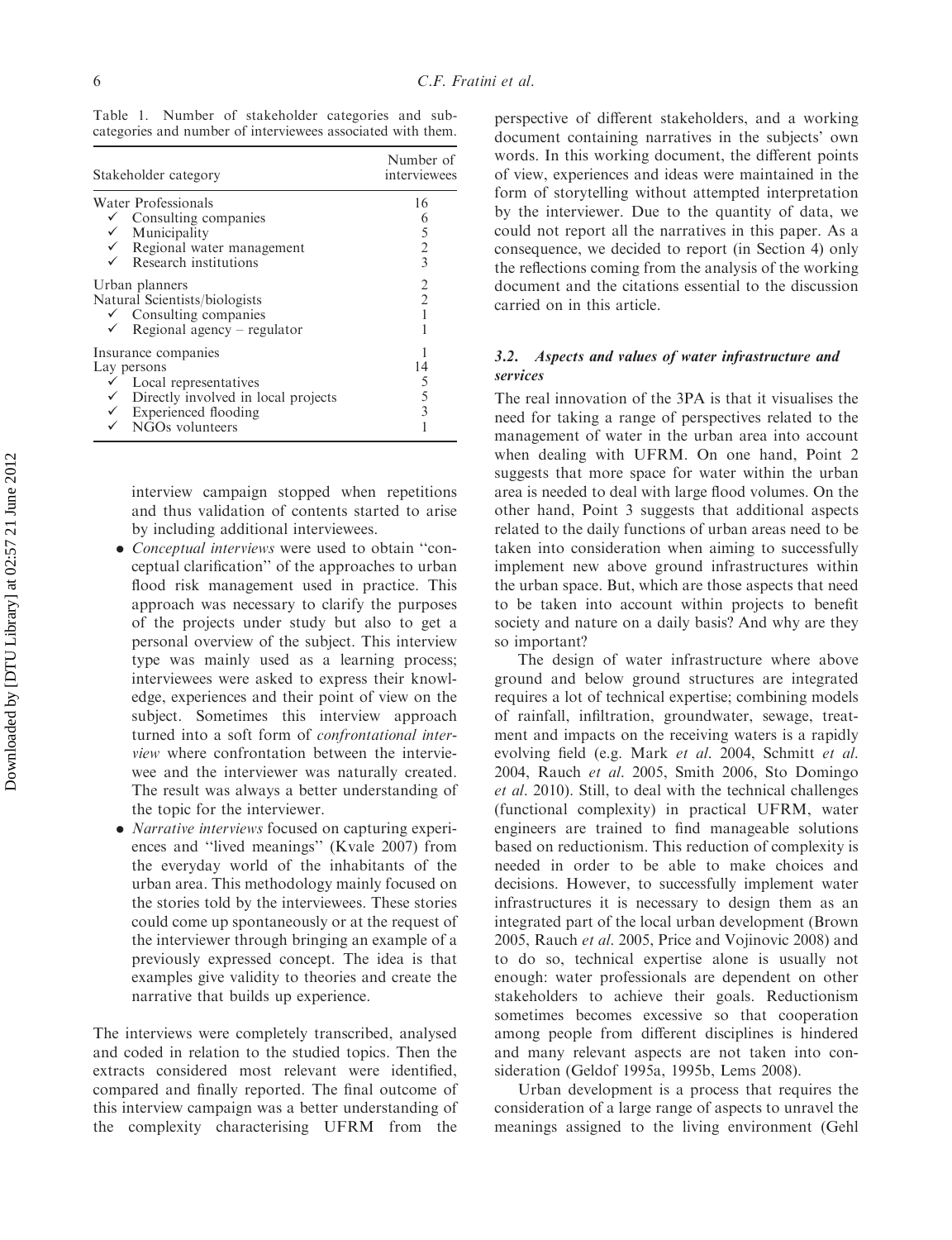Table 1. Number of stakeholder categories and sub-categories and number of interviewees associated with them.

| Stakeholder category | Number of interviewees |
|---|---|
| Water Professionals | 16 |
| ✓ Consulting companies | 6 |
| ✓ Municipality | 5 |
| ✓ Regional water management | 2 |
| ✓ Research institutions | 3 |
| Urban planners | 2 |
| Natural Scientists/biologists | 2 |
| ✓ Consulting companies | 1 |
| ✓ Regional agency – regulator | 1 |
| Insurance companies | 1 |
| Lay persons | 14 |
| ✓ Local representatives | 5 |
| ✓ Directly involved in local projects | 5 |
| ✓ Experienced flooding | 3 |
| ✓ NGOs volunteers | 1 |

interview campaign stopped when repetitions and thus validation of contents started to arise by including additional interviewees.

- *Conceptual interviews* were used to obtain "conceptual clarification" of the approaches to urban flood risk management used in practice. This approach was necessary to clarify the purposes of the projects under study but also to get a personal overview of the subject. This interview type was mainly used as a learning process; interviewees were asked to express their knowledge, experiences and their point of view on the subject. Sometimes this interview approach turned into a soft form of *confrontational interview* where confrontation between the interviewee and the interviewer was naturally created. The result was always a better understanding of the topic for the interviewer.
- *Narrative interviews* focused on capturing experiences and "lived meanings" (Kvale 2007) from the everyday world of the inhabitants of the urban area. This methodology mainly focused on the stories told by the interviewees. These stories could come up spontaneously or at the request of the interviewer through bringing an example of a previously expressed concept. The idea is that examples give validity to theories and create the narrative that builds up experience.

The interviews were completely transcribed, analysed and coded in relation to the studied topics. Then the extracts considered most relevant were identified, compared and finally reported. The final outcome of this interview campaign was a better understanding of the complexity characterising UFRM from the perspective of different stakeholders, and a working document containing narratives in the subjects' own words. In this working document, the different points of view, experiences and ideas were maintained in the form of storytelling without attempted interpretation by the interviewer. Due to the quantity of data, we could not report all the narratives in this paper. As a consequence, we decided to report (in Section 4) only the reflections coming from the analysis of the working document and the citations essential to the discussion carried on in this article.

### 3.2. Aspects and values of water infrastructure and services

The real innovation of the 3PA is that it visualises the need for taking a range of perspectives related to the management of water in the urban area into account when dealing with UFRM. On one hand, Point 2 suggests that more space for water within the urban area is needed to deal with large flood volumes. On the other hand, Point 3 suggests that additional aspects related to the daily functions of urban areas need to be taken into consideration when aiming to successfully implement new above ground infrastructures within the urban space. But, which are those aspects that need to be taken into account within projects to benefit society and nature on a daily basis? And why are they so important?

The design of water infrastructure where above ground and below ground structures are integrated requires a lot of technical expertise; combining models of rainfall, infiltration, groundwater, sewage, treatment and impacts on the receiving waters is a rapidly evolving field (e.g. Mark *et al.* 2004, Schmitt *et al.* 2004, Rauch *et al.* 2005, Smith 2006, Sto Domingo *et al.* 2010). Still, to deal with the technical challenges (functional complexity) in practical UFRM, water engineers are trained to find manageable solutions based on reductionism. This reduction of complexity is needed in order to be able to make choices and decisions. However, to successfully implement water infrastructures it is necessary to design them as an integrated part of the local urban development (Brown 2005, Rauch *et al.* 2005, Price and Vojinovic 2008) and to do so, technical expertise alone is usually not enough: water professionals are dependent on other stakeholders to achieve their goals. Reductionism sometimes becomes excessive so that cooperation among people from different disciplines is hindered and many relevant aspects are not taken into consideration (Geldof 1995a, 1995b, Lems 2008).

Urban development is a process that requires the consideration of a large range of aspects to unravel the meanings assigned to the living environment (Gehl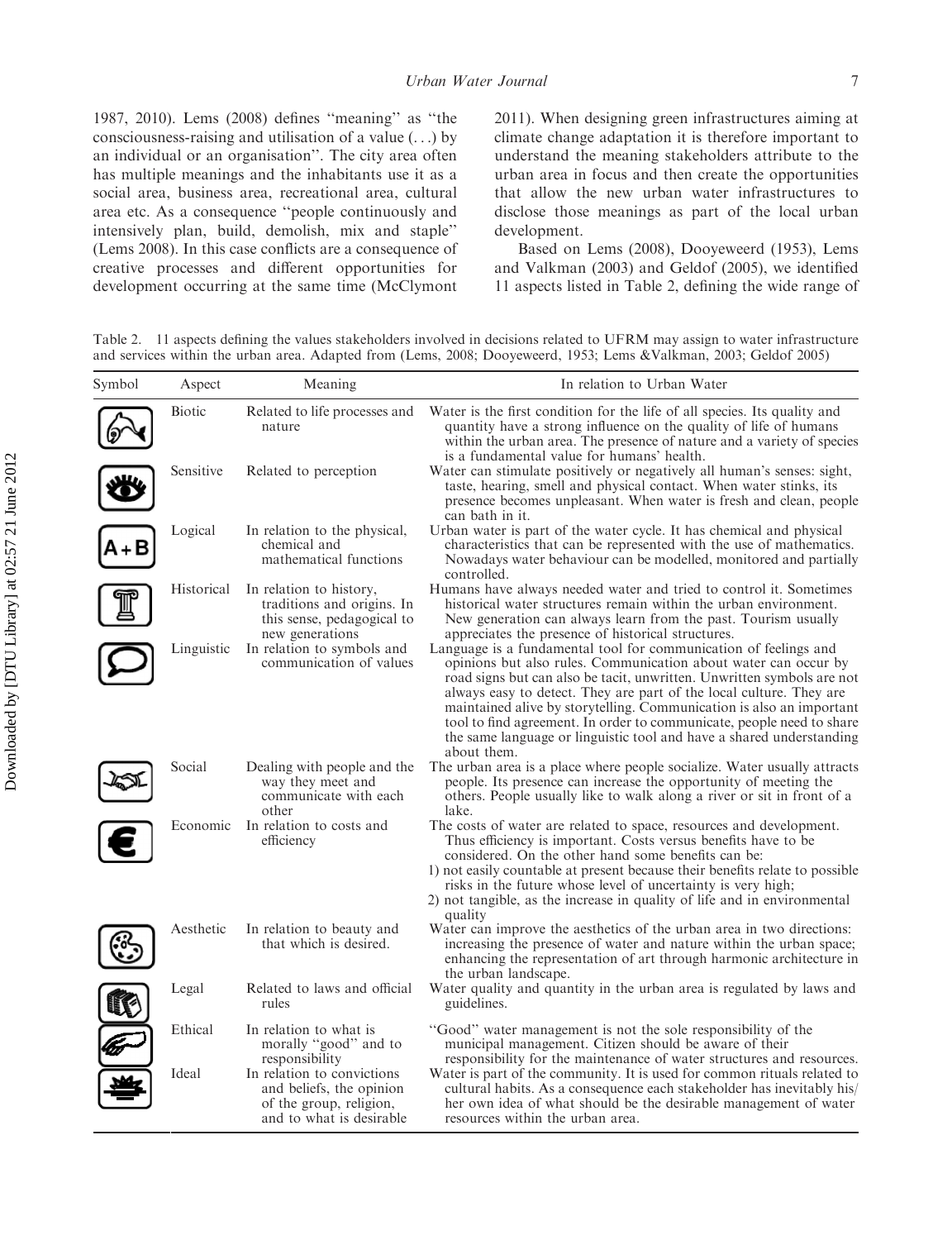1987, 2010). Lems (2008) defines "meaning" as "the consciousness-raising and utilisation of a value (...) by an individual or an organisation". The city area often has multiple meanings and the inhabitants use it as a social area, business area, recreational area, cultural area etc. As a consequence "people continuously and intensively plan, build, demolish, mix and staple" (Lems 2008). In this case conflicts are a consequence of creative processes and different opportunities for development occurring at the same time (McClymont 2011). When designing green infrastructures aiming at climate change adaptation it is therefore important to understand the meaning stakeholders attribute to the urban area in focus and then create the opportunities that allow the new urban water infrastructures to disclose those meanings as part of the local urban development.

Based on Lems (2008), Dooyeweerd (1953), Lems and Valkman (2003) and Geldof (2005), we identified 11 aspects listed in Table 2, defining the wide range of

Table 2. 11 aspects defining the values stakeholders involved in decisions related to UFRM may assign to water infrastructure and services within the urban area. Adapted from (Lems, 2008; Dooyeweerd, 1953; Lems &Valkman, 2003; Geldof 2005)

| Symbol | Aspect | Meaning | In relation to Urban Water |
|---|---|---|---|
| | Biotic | Related to life processes and nature | Water is the first condition for the life of all species. Its quality and quantity have a strong influence on the quality of life of humans within the urban area. The presence of nature and a variety of species is a fundamental value for humans' health. |
| | Sensitive | Related to perception | Water can stimulate positively or negatively all human's senses: sight, taste, hearing, smell and physical contact. When water stinks, its presence becomes unpleasant. When water is fresh and clean, people can bath in it. |
| A+B | Logical | In relation to the physical, chemical and mathematical functions | Urban water is part of the water cycle. It has chemical and physical characteristics that can be represented with the use of mathematics. Nowadays water behaviour can be modelled, monitored and partially controlled. |
| | Historical | In relation to history, traditions and origins. In this sense, pedagogical to new generations | Humans have always needed water and tried to control it. Sometimes historical water structures remain within the urban environment. New generation can always learn from the past. Tourism usually appreciates the presence of historical structures. |
| | Linguistic | In relation to symbols and communication of values | Language is a fundamental tool for communication of feelings and opinions but also rules. Communication about water can occur by road signs but can also be tacit, unwritten. Unwritten symbols are not always easy to detect. They are part of the local culture. They are maintained alive by storytelling. Communication is also an important tool to find agreement. In order to communicate, people need to share the same language or linguistic tool and have a shared understanding about them. |
| | Social | Dealing with people and the way they meet and communicate with each other | The urban area is a place where people socialize. Water usually attracts people. Its presence can increase the opportunity of meeting the others. People usually like to walk along a river or sit in front of a lake. |
| € | Economic | In relation to costs and efficiency | The costs of water are related to space, resources and development. Thus efficiency is important. Costs versus benefits have to be considered. On the other hand some benefits can be: 1) not easily countable at present because their benefits relate to possible risks in the future whose level of uncertainty is very high; 2) not tangible, as the increase in quality of life and in environmental quality |
| | Aesthetic | In relation to beauty and that which is desired. | Water can improve the aesthetics of the urban area in two directions: increasing the presence of water and nature within the urban space; enhancing the representation of art through harmonic architecture in the urban landscape. |
| | Legal | Related to laws and official rules | Water quality and quantity in the urban area is regulated by laws and guidelines. |
| | Ethical | In relation to what is morally "good" and to responsibility | "Good" water management is not the sole responsibility of the municipal management. Citizen should be aware of their responsibility for the maintenance of water structures and resources. |
| | Ideal | In relation to convictions and beliefs, the opinion of the group, religion, and to what is desirable | Water is part of the community. It is used for common rituals related to cultural habits. As a consequence each stakeholder has inevitably his/her own idea of what should be the desirable management of water resources within the urban area. |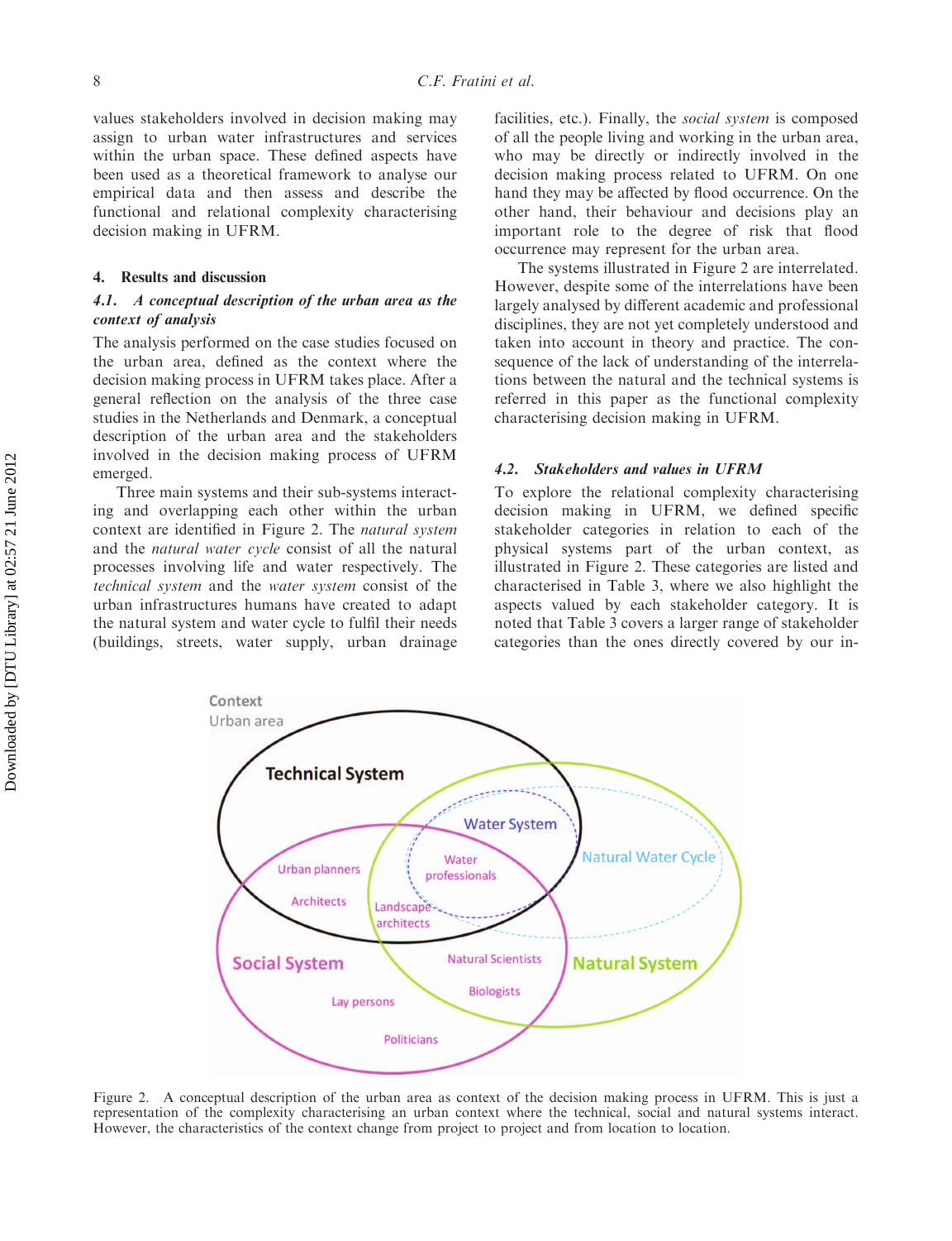values stakeholders involved in decision making may assign to urban water infrastructures and services within the urban space. These defined aspects have been used as a theoretical framework to analyse our empirical data and then assess and describe the functional and relational complexity characterising decision making in UFRM.

## 4. Results and discussion

### 4.1. A conceptual description of the urban area as the context of analysis

The analysis performed on the case studies focused on the urban area, defined as the context where the decision making process in UFRM takes place. After a general reflection on the analysis of the three case studies in the Netherlands and Denmark, a conceptual description of the urban area and the stakeholders involved in the decision making process of UFRM emerged.

Three main systems and their sub-systems interacting and overlapping each other within the urban context are identified in Figure 2. The *natural system* and the *natural water cycle* consist of all the natural processes involving life and water respectively. The *technical system* and the *water system* consist of the urban infrastructures humans have created to adapt the natural system and water cycle to fulfil their needs (buildings, streets, water supply, urban drainage facilities, etc.). Finally, the *social system* is composed of all the people living and working in the urban area, who may be directly or indirectly involved in the decision making process related to UFRM. On one hand they may be affected by flood occurrence. On the other hand, their behaviour and decisions play an important role to the degree of risk that flood occurrence may represent for the urban area.

The systems illustrated in Figure 2 are interrelated. However, despite some of the interrelations have been largely analysed by different academic and professional disciplines, they are not yet completely understood and taken into account in theory and practice. The consequence of the lack of understanding of the interrelations between the natural and the technical systems is referred in this paper as the functional complexity characterising decision making in UFRM.

### 4.2. Stakeholders and values in UFRM

To explore the relational complexity characterising decision making in UFRM, we defined specific stakeholder categories in relation to each of the physical systems part of the urban context, as illustrated in Figure 2. These categories are listed and characterised in Table 3, where we also highlight the aspects valued by each stakeholder category. It is noted that Table 3 covers a larger range of stakeholder categories than the ones directly covered by our in-

Figure 2. A conceptual description of the urban area as context of the decision making process in UFRM. This is just a representation of the complexity characterising an urban context where the technical, social and natural systems interact. However, the characteristics of the context change from project to project and from location to location.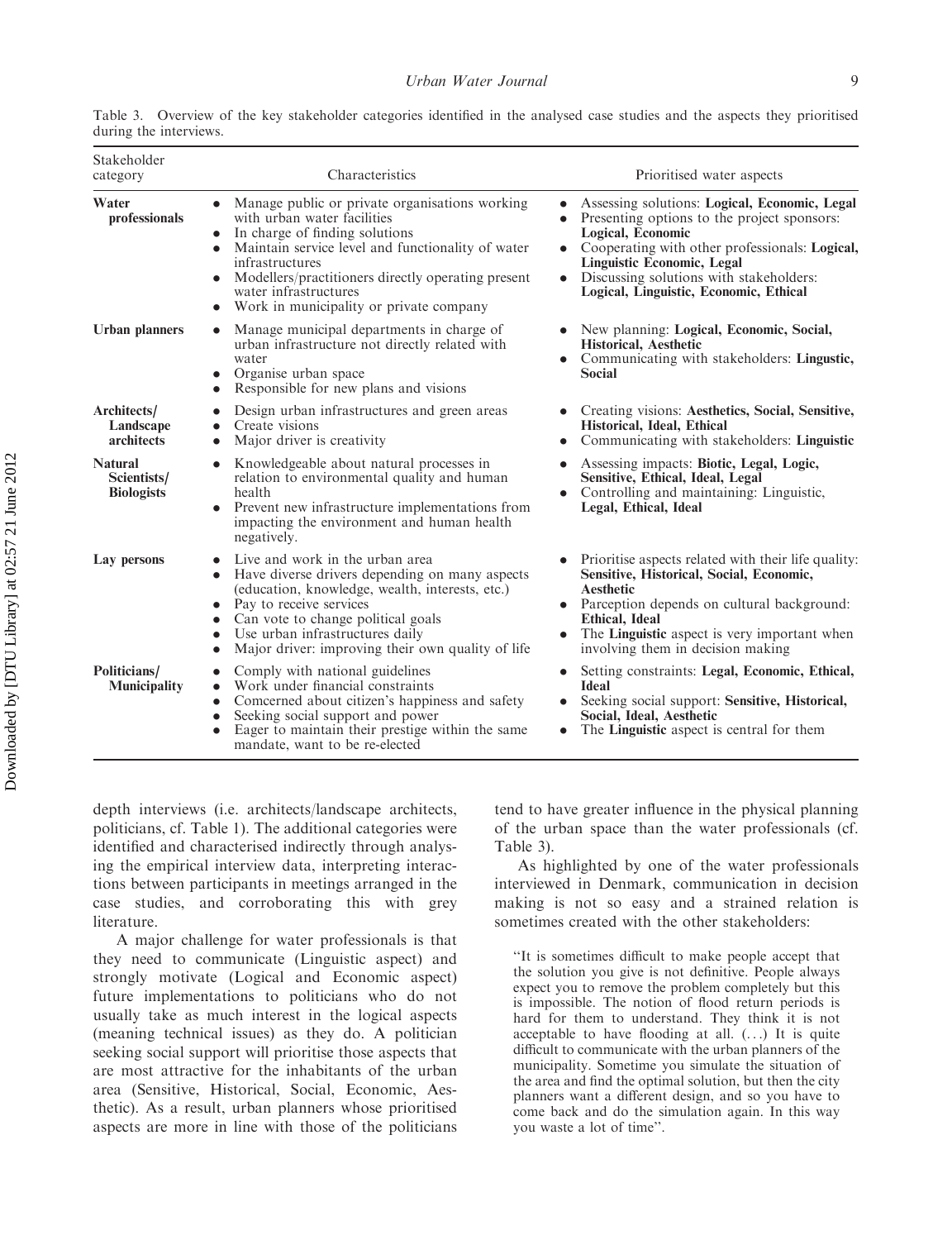Table 3. Overview of the key stakeholder categories identified in the analysed case studies and the aspects they prioritised during the interviews.

| Stakeholder category | Characteristics | Prioritised water aspects |
|---|---|---|
| **Water professionals** | • Manage public or private organisations working with urban water facilities<br>• In charge of finding solutions<br>• Maintain service level and functionality of water infrastructures<br>• Modellers/practitioners directly operating present water infrastructures<br>• Work in municipality or private company | • Assessing solutions: **Logical, Economic, Legal**<br>• Presenting options to the project sponsors: **Logical, Economic**<br>• Cooperating with other professionals: **Logical, Linguistic Economic, Legal**<br>• Discussing solutions with stakeholders: **Logical, Linguistic, Economic, Ethical** |
| **Urban planners** | • Manage municipal departments in charge of urban infrastructure not directly related with water<br>• Organise urban space<br>• Responsible for new plans and visions | • New planning: **Logical, Economic, Social, Historical, Aesthetic**<br>• Communicating with stakeholders: **Lingustic, Social** |
| **Architects/ Landscape architects** | • Design urban infrastructures and green areas<br>• Create visions<br>• Major driver is creativity | • Creating visions: **Aesthetics, Social, Sensitive, Historical, Ideal, Ethical**<br>• Communicating with stakeholders: **Linguistic** |
| **Natural Scientists/ Biologists** | • Knowledgeable about natural processes in relation to environmental quality and human health<br>• Prevent new infrastructure implementations from impacting the environment and human health negatively. | • Assessing impacts: **Biotic, Legal, Logic, Sensitive, Ethical, Ideal, Legal**<br>• Controlling and maintaining: Linguistic, **Legal, Ethical, Ideal** |
| **Lay persons** | • Live and work in the urban area<br>• Have diverse drivers depending on many aspects (education, knowledge, wealth, interests, etc.)<br>• Pay to receive services<br>• Can vote to change political goals<br>• Use urban infrastructures daily<br>• Major driver: improving their own quality of life | • Prioritise aspects related with their life quality: **Sensitive, Historical, Social, Economic, Aesthetic**<br>• Parception depends on cultural background: **Ethical, Ideal**<br>• The **Linguistic** aspect is very important when involving them in decision making |
| **Politicians/ Municipality** | • Comply with national guidelines<br>• Work under financial constraints<br>• Comcerned about citizen's happiness and safety<br>• Seeking social support and power<br>• Eager to maintain their prestige within the same mandate, want to be re-elected | • Setting constraints: **Legal, Economic, Ethical, Ideal**<br>• Seeking social support: **Sensitive, Historical, Social, Ideal, Aesthetic**<br>• The **Linguistic** aspect is central for them |

depth interviews (i.e. architects/landscape architects, politicians, cf. Table 1). The additional categories were identified and characterised indirectly through analysing the empirical interview data, interpreting interactions between participants in meetings arranged in the case studies, and corroborating this with grey literature.

A major challenge for water professionals is that they need to communicate (Linguistic aspect) and strongly motivate (Logical and Economic aspect) future implementations to politicians who do not usually take as much interest in the logical aspects (meaning technical issues) as they do. A politician seeking social support will prioritise those aspects that are most attractive for the inhabitants of the urban area (Sensitive, Historical, Social, Economic, Aesthetic). As a result, urban planners whose prioritised aspects are more in line with those of the politicians tend to have greater influence in the physical planning of the urban space than the water professionals (cf. Table 3).

As highlighted by one of the water professionals interviewed in Denmark, communication in decision making is not so easy and a strained relation is sometimes created with the other stakeholders:

> "It is sometimes difficult to make people accept that the solution you give is not definitive. People always expect you to remove the problem completely but this is impossible. The notion of flood return periods is hard for them to understand. They think it is not acceptable to have flooding at all. (...) It is quite difficult to communicate with the urban planners of the municipality. Sometime you simulate the situation of the area and find the optimal solution, but then the city planners want a different design, and so you have to come back and do the simulation again. In this way you waste a lot of time".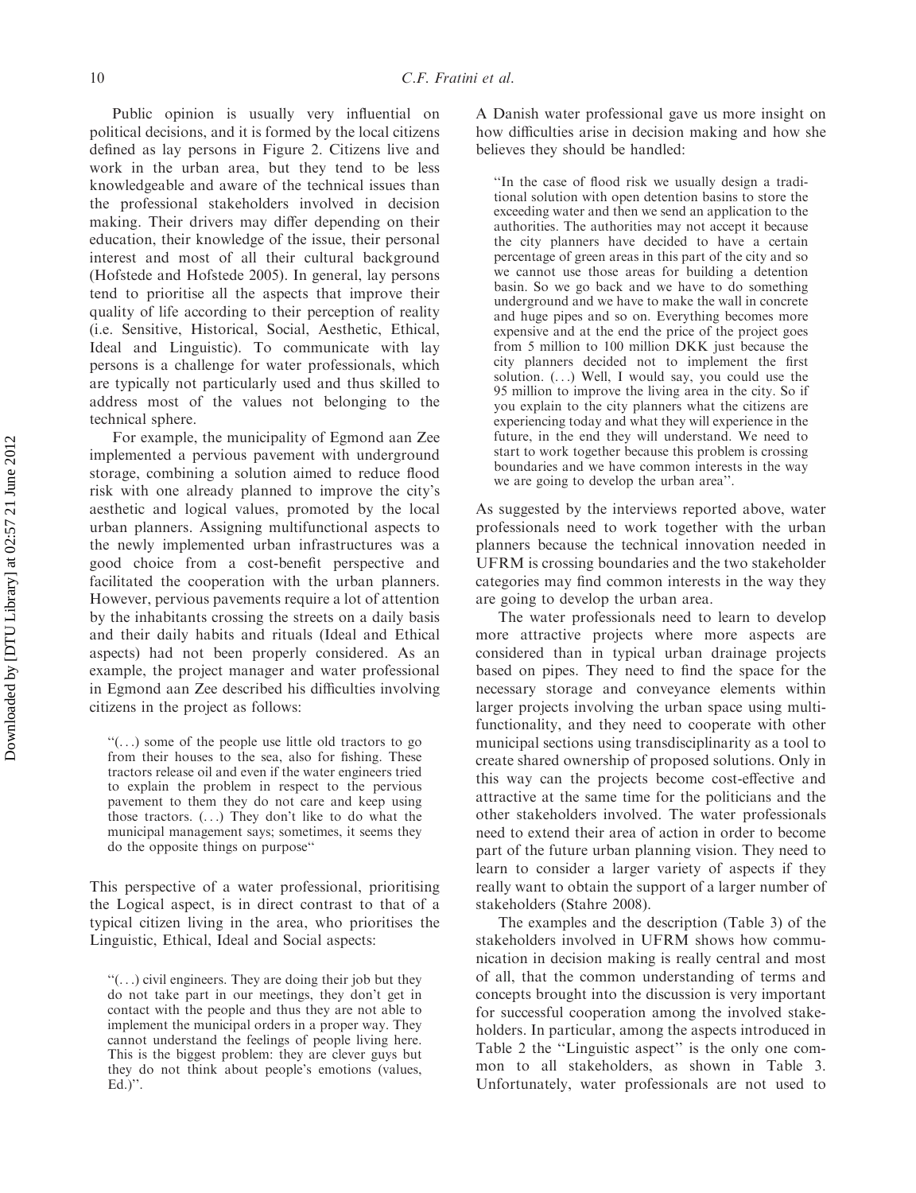Public opinion is usually very influential on political decisions, and it is formed by the local citizens defined as lay persons in Figure 2. Citizens live and work in the urban area, but they tend to be less knowledgeable and aware of the technical issues than the professional stakeholders involved in decision making. Their drivers may differ depending on their education, their knowledge of the issue, their personal interest and most of all their cultural background (Hofstede and Hofstede 2005). In general, lay persons tend to prioritise all the aspects that improve their quality of life according to their perception of reality (i.e. Sensitive, Historical, Social, Aesthetic, Ethical, Ideal and Linguistic). To communicate with lay persons is a challenge for water professionals, which are typically not particularly used and thus skilled to address most of the values not belonging to the technical sphere.

For example, the municipality of Egmond aan Zee implemented a pervious pavement with underground storage, combining a solution aimed to reduce flood risk with one already planned to improve the city's aesthetic and logical values, promoted by the local urban planners. Assigning multifunctional aspects to the newly implemented urban infrastructures was a good choice from a cost-benefit perspective and facilitated the cooperation with the urban planners. However, pervious pavements require a lot of attention by the inhabitants crossing the streets on a daily basis and their daily habits and rituals (Ideal and Ethical aspects) had not been properly considered. As an example, the project manager and water professional in Egmond aan Zee described his difficulties involving citizens in the project as follows:

> "(...) some of the people use little old tractors to go from their houses to the sea, also for fishing. These tractors release oil and even if the water engineers tried to explain the problem in respect to the pervious pavement to them they do not care and keep using those tractors. (...) They don't like to do what the municipal management says; sometimes, it seems they do the opposite things on purpose"

This perspective of a water professional, prioritising the Logical aspect, is in direct contrast to that of a typical citizen living in the area, who prioritises the Linguistic, Ethical, Ideal and Social aspects:

> "(...) civil engineers. They are doing their job but they do not take part in our meetings, they don't get in contact with the people and thus they are not able to implement the municipal orders in a proper way. They cannot understand the feelings of people living here. This is the biggest problem: they are clever guys but they do not think about people's emotions (values, Ed.)".

A Danish water professional gave us more insight on how difficulties arise in decision making and how she believes they should be handled:

> "In the case of flood risk we usually design a traditional solution with open detention basins to store the exceeding water and then we send an application to the authorities. The authorities may not accept it because the city planners have decided to have a certain percentage of green areas in this part of the city and so we cannot use those areas for building a detention basin. So we go back and we have to do something underground and we have to make the wall in concrete and huge pipes and so on. Everything becomes more expensive and at the end the price of the project goes from 5 million to 100 million DKK just because the city planners decided not to implement the first solution. (...) Well, I would say, you could use the 95 million to improve the living area in the city. So if you explain to the city planners what the citizens are experiencing today and what they will experience in the future, in the end they will understand. We need to start to work together because this problem is crossing boundaries and we have common interests in the way we are going to develop the urban area".

As suggested by the interviews reported above, water professionals need to work together with the urban planners because the technical innovation needed in UFRM is crossing boundaries and the two stakeholder categories may find common interests in the way they are going to develop the urban area.

The water professionals need to learn to develop more attractive projects where more aspects are considered than in typical urban drainage projects based on pipes. They need to find the space for the necessary storage and conveyance elements within larger projects involving the urban space using multifunctionality, and they need to cooperate with other municipal sections using transdisciplinarity as a tool to create shared ownership of proposed solutions. Only in this way can the projects become cost-effective and attractive at the same time for the politicians and the other stakeholders involved. The water professionals need to extend their area of action in order to become part of the future urban planning vision. They need to learn to consider a larger variety of aspects if they really want to obtain the support of a larger number of stakeholders (Stahre 2008).

The examples and the description (Table 3) of the stakeholders involved in UFRM shows how communication in decision making is really central and most of all, that the common understanding of terms and concepts brought into the discussion is very important for successful cooperation among the involved stakeholders. In particular, among the aspects introduced in Table 2 the "Linguistic aspect" is the only one common to all stakeholders, as shown in Table 3. Unfortunately, water professionals are not used to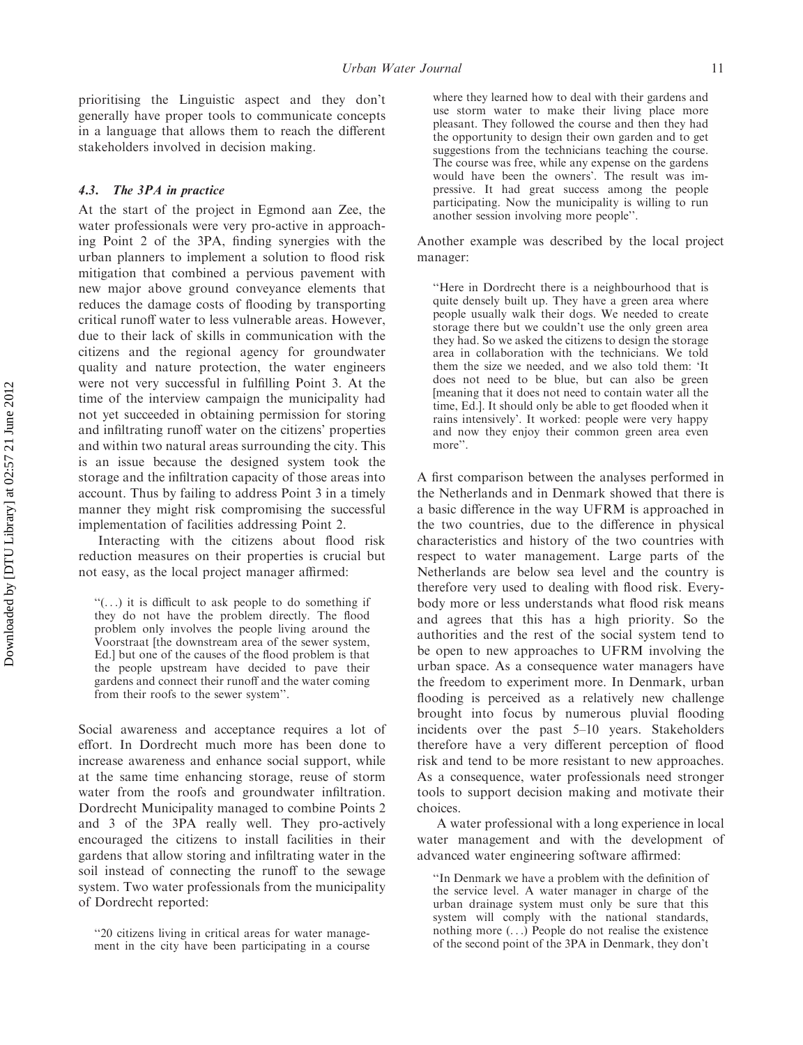prioritising the Linguistic aspect and they don't generally have proper tools to communicate concepts in a language that allows them to reach the different stakeholders involved in decision making.

### 4.3. The 3PA in practice

At the start of the project in Egmond aan Zee, the water professionals were very pro-active in approaching Point 2 of the 3PA, finding synergies with the urban planners to implement a solution to flood risk mitigation that combined a pervious pavement with new major above ground conveyance elements that reduces the damage costs of flooding by transporting critical runoff water to less vulnerable areas. However, due to their lack of skills in communication with the citizens and the regional agency for groundwater quality and nature protection, the water engineers were not very successful in fulfilling Point 3. At the time of the interview campaign the municipality had not yet succeeded in obtaining permission for storing and infiltrating runoff water on the citizens' properties and within two natural areas surrounding the city. This is an issue because the designed system took the storage and the infiltration capacity of those areas into account. Thus by failing to address Point 3 in a timely manner they might risk compromising the successful implementation of facilities addressing Point 2.

Interacting with the citizens about flood risk reduction measures on their properties is crucial but not easy, as the local project manager affirmed:

> "(...) it is difficult to ask people to do something if they do not have the problem directly. The flood problem only involves the people living around the Voorstraat [the downstream area of the sewer system, Ed.] but one of the causes of the flood problem is that the people upstream have decided to pave their gardens and connect their runoff and the water coming from their roofs to the sewer system".

Social awareness and acceptance requires a lot of effort. In Dordrecht much more has been done to increase awareness and enhance social support, while at the same time enhancing storage, reuse of storm water from the roofs and groundwater infiltration. Dordrecht Municipality managed to combine Points 2 and 3 of the 3PA really well. They pro-actively encouraged the citizens to install facilities in their gardens that allow storing and infiltrating water in the soil instead of connecting the runoff to the sewage system. Two water professionals from the municipality of Dordrecht reported:

> "20 citizens living in critical areas for water management in the city have been participating in a course where they learned how to deal with their gardens and use storm water to make their living place more pleasant. They followed the course and then they had the opportunity to design their own garden and to get suggestions from the technicians teaching the course. The course was free, while any expense on the gardens would have been the owners'. The result was impressive. It had great success among the people participating. Now the municipality is willing to run another session involving more people".

Another example was described by the local project manager:

> "Here in Dordrecht there is a neighbourhood that is quite densely built up. They have a green area where people usually walk their dogs. We needed to create storage there but we couldn't use the only green area they had. So we asked the citizens to design the storage area in collaboration with the technicians. We told them the size we needed, and we also told them: 'It does not need to be blue, but can also be green [meaning that it does not need to contain water all the time, Ed.]. It should only be able to get flooded when it rains intensively'. It worked: people were very happy and now they enjoy their common green area even more".

A first comparison between the analyses performed in the Netherlands and in Denmark showed that there is a basic difference in the way UFRM is approached in the two countries, due to the difference in physical characteristics and history of the two countries with respect to water management. Large parts of the Netherlands are below sea level and the country is therefore very used to dealing with flood risk. Everybody more or less understands what flood risk means and agrees that this has a high priority. So the authorities and the rest of the social system tend to be open to new approaches to UFRM involving the urban space. As a consequence water managers have the freedom to experiment more. In Denmark, urban flooding is perceived as a relatively new challenge brought into focus by numerous pluvial flooding incidents over the past 5–10 years. Stakeholders therefore have a very different perception of flood risk and tend to be more resistant to new approaches. As a consequence, water professionals need stronger tools to support decision making and motivate their choices.

A water professional with a long experience in local water management and with the development of advanced water engineering software affirmed:

> "In Denmark we have a problem with the definition of the service level. A water manager in charge of the urban drainage system must only be sure that this system will comply with the national standards, nothing more (...) People do not realise the existence of the second point of the 3PA in Denmark, they don't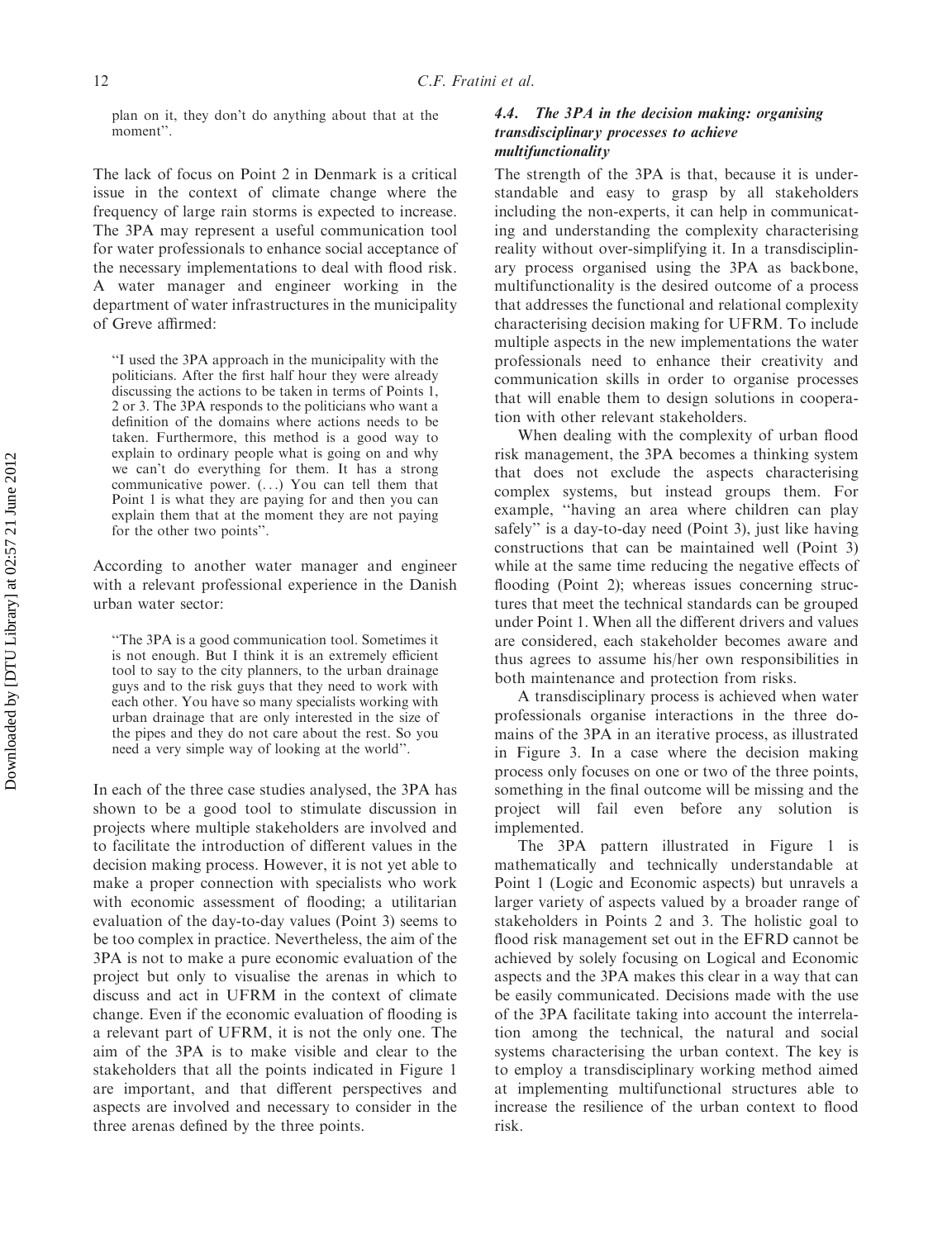plan on it, they don't do anything about that at the moment".

The lack of focus on Point 2 in Denmark is a critical issue in the context of climate change where the frequency of large rain storms is expected to increase. The 3PA may represent a useful communication tool for water professionals to enhance social acceptance of the necessary implementations to deal with flood risk. A water manager and engineer working in the department of water infrastructures in the municipality of Greve affirmed:

> "I used the 3PA approach in the municipality with the politicians. After the first half hour they were already discussing the actions to be taken in terms of Points 1, 2 or 3. The 3PA responds to the politicians who want a definition of the domains where actions needs to be taken. Furthermore, this method is a good way to explain to ordinary people what is going on and why we can't do everything for them. It has a strong communicative power. (...) You can tell them that Point 1 is what they are paying for and then you can explain them that at the moment they are not paying for the other two points".

According to another water manager and engineer with a relevant professional experience in the Danish urban water sector:

> "The 3PA is a good communication tool. Sometimes it is not enough. But I think it is an extremely efficient tool to say to the city planners, to the urban drainage guys and to the risk guys that they need to work with each other. You have so many specialists working with urban drainage that are only interested in the size of the pipes and they do not care about the rest. So you need a very simple way of looking at the world".

In each of the three case studies analysed, the 3PA has shown to be a good tool to stimulate discussion in projects where multiple stakeholders are involved and to facilitate the introduction of different values in the decision making process. However, it is not yet able to make a proper connection with specialists who work with economic assessment of flooding; a utilitarian evaluation of the day-to-day values (Point 3) seems to be too complex in practice. Nevertheless, the aim of the 3PA is not to make a pure economic evaluation of the project but only to visualise the arenas in which to discuss and act in UFRM in the context of climate change. Even if the economic evaluation of flooding is a relevant part of UFRM, it is not the only one. The aim of the 3PA is to make visible and clear to the stakeholders that all the points indicated in Figure 1 are important, and that different perspectives and aspects are involved and necessary to consider in the three arenas defined by the three points.

### 4.4. The 3PA in the decision making: organising transdisciplinary processes to achieve multifunctionality

The strength of the 3PA is that, because it is understandable and easy to grasp by all stakeholders including the non-experts, it can help in communicating and understanding the complexity characterising reality without over-simplifying it. In a transdisciplinary process organised using the 3PA as backbone, multifunctionality is the desired outcome of a process that addresses the functional and relational complexity characterising decision making for UFRM. To include multiple aspects in the new implementations the water professionals need to enhance their creativity and communication skills in order to organise processes that will enable them to design solutions in cooperation with other relevant stakeholders.

When dealing with the complexity of urban flood risk management, the 3PA becomes a thinking system that does not exclude the aspects characterising complex systems, but instead groups them. For example, "having an area where children can play safely" is a day-to-day need (Point 3), just like having constructions that can be maintained well (Point 3) while at the same time reducing the negative effects of flooding (Point 2); whereas issues concerning structures that meet the technical standards can be grouped under Point 1. When all the different drivers and values are considered, each stakeholder becomes aware and thus agrees to assume his/her own responsibilities in both maintenance and protection from risks.

A transdisciplinary process is achieved when water professionals organise interactions in the three domains of the 3PA in an iterative process, as illustrated in Figure 3. In a case where the decision making process only focuses on one or two of the three points, something in the final outcome will be missing and the project will fail even before any solution is implemented.

The 3PA pattern illustrated in Figure 1 is mathematically and technically understandable at Point 1 (Logic and Economic aspects) but unravels a larger variety of aspects valued by a broader range of stakeholders in Points 2 and 3. The holistic goal to flood risk management set out in the EFRD cannot be achieved by solely focusing on Logical and Economic aspects and the 3PA makes this clear in a way that can be easily communicated. Decisions made with the use of the 3PA facilitate taking into account the interrelation among the technical, the natural and social systems characterising the urban context. The key is to employ a transdisciplinary working method aimed at implementing multifunctional structures able to increase the resilience of the urban context to flood risk.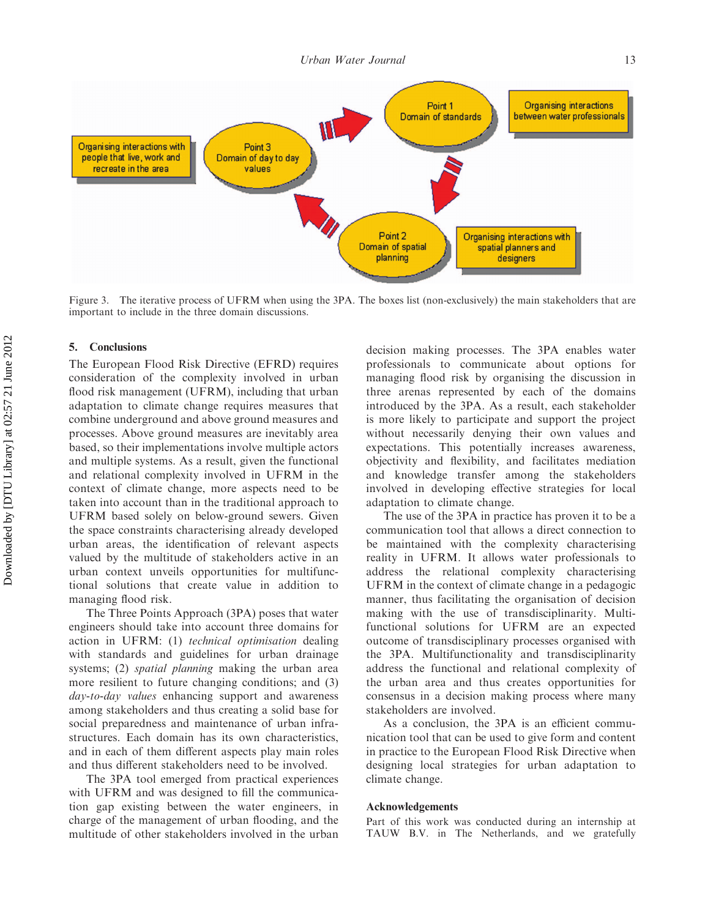Figure 3. The iterative process of UFRM when using the 3PA. The boxes list (non-exclusively) the main stakeholders that are important to include in the three domain discussions.

## 5. Conclusions

The European Flood Risk Directive (EFRD) requires consideration of the complexity involved in urban flood risk management (UFRM), including that urban adaptation to climate change requires measures that combine underground and above ground measures and processes. Above ground measures are inevitably area based, so their implementations involve multiple actors and multiple systems. As a result, given the functional and relational complexity involved in UFRM in the context of climate change, more aspects need to be taken into account than in the traditional approach to UFRM based solely on below-ground sewers. Given the space constraints characterising already developed urban areas, the identification of relevant aspects valued by the multitude of stakeholders active in an urban context unveils opportunities for multifunctional solutions that create value in addition to managing flood risk.

The Three Points Approach (3PA) poses that water engineers should take into account three domains for action in UFRM: (1) *technical optimisation* dealing with standards and guidelines for urban drainage systems; (2) *spatial planning* making the urban area more resilient to future changing conditions; and (3) *day-to-day values* enhancing support and awareness among stakeholders and thus creating a solid base for social preparedness and maintenance of urban infrastructures. Each domain has its own characteristics, and in each of them different aspects play main roles and thus different stakeholders need to be involved.

The 3PA tool emerged from practical experiences with UFRM and was designed to fill the communication gap existing between the water engineers, in charge of the management of urban flooding, and the multitude of other stakeholders involved in the urban decision making processes. The 3PA enables water professionals to communicate about options for managing flood risk by organising the discussion in three arenas represented by each of the domains introduced by the 3PA. As a result, each stakeholder is more likely to participate and support the project without necessarily denying their own values and expectations. This potentially increases awareness, objectivity and flexibility, and facilitates mediation and knowledge transfer among the stakeholders involved in developing effective strategies for local adaptation to climate change.

The use of the 3PA in practice has proven it to be a communication tool that allows a direct connection to be maintained with the complexity characterising reality in UFRM. It allows water professionals to address the relational complexity characterising UFRM in the context of climate change in a pedagogic manner, thus facilitating the organisation of decision making with the use of transdisciplinarity. Multifunctional solutions for UFRM are an expected outcome of transdisciplinary processes organised with the 3PA. Multifunctionality and transdisciplinarity address the functional and relational complexity of the urban area and thus creates opportunities for consensus in a decision making process where many stakeholders are involved.

As a conclusion, the 3PA is an efficient communication tool that can be used to give form and content in practice to the European Flood Risk Directive when designing local strategies for urban adaptation to climate change.

## Acknowledgements

Part of this work was conducted during an internship at TAUW B.V. in The Netherlands, and we gratefully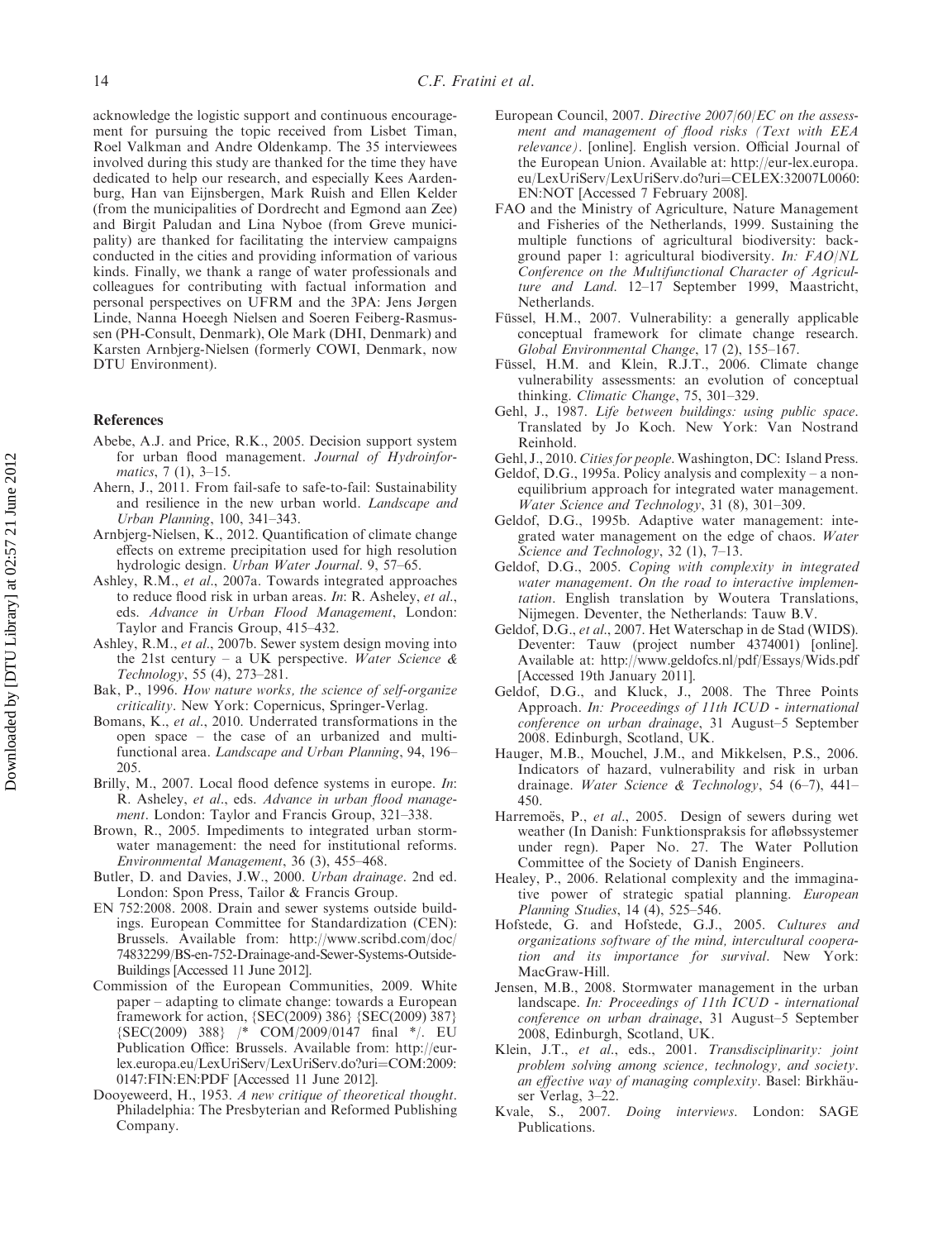acknowledge the logistic support and continuous encouragement for pursuing the topic received from Lisbet Timan, Roel Valkman and Andre Oldenkamp. The 35 interviewees involved during this study are thanked for the time they have dedicated to help our research, and especially Kees Aardenburg, Han van Eijnsbergen, Mark Ruish and Ellen Kelder (from the municipalities of Dordrecht and Egmond aan Zee) and Birgit Paludan and Lina Nyboe (from Greve municipality) are thanked for facilitating the interview campaigns conducted in the cities and providing information of various kinds. Finally, we thank a range of water professionals and colleagues for contributing with factual information and personal perspectives on UFRM and the 3PA: Jens Jørgen Linde, Nanna Hoeegh Nielsen and Soeren Feiberg-Rasmussen (PH-Consult, Denmark), Ole Mark (DHI, Denmark) and Karsten Arnbjerg-Nielsen (formerly COWI, Denmark, now DTU Environment).

## References

Abebe, A.J. and Price, R.K., 2005. Decision support system for urban flood management. *Journal of Hydroinformatics*, 7 (1), 3–15.

Ahern, J., 2011. From fail-safe to safe-to-fail: Sustainability and resilience in the new urban world. *Landscape and Urban Planning*, 100, 341–343.

Arnbjerg-Nielsen, K., 2012. Quantification of climate change effects on extreme precipitation used for high resolution hydrologic design. *Urban Water Journal*. 9, 57–65.

Ashley, R.M., *et al.*, 2007a. Towards integrated approaches to reduce flood risk in urban areas. *In*: R. Asheley, *et al.*, eds. *Advance in Urban Flood Management*, London: Taylor and Francis Group, 415–432.

Ashley, R.M., *et al.*, 2007b. Sewer system design moving into the 21st century – a UK perspective. *Water Science & Technology*, 55 (4), 273–281.

Bak, P., 1996. *How nature works, the science of self-organize criticality*. New York: Copernicus, Springer-Verlag.

Bomans, K., *et al.*, 2010. Underrated transformations in the open space – the case of an urbanized and multifunctional area. *Landscape and Urban Planning*, 94, 196–205.

Brilly, M., 2007. Local flood defence systems in europe. *In*: R. Asheley, *et al.*, eds. *Advance in urban flood management*. London: Taylor and Francis Group, 321–338.

Brown, R., 2005. Impediments to integrated urban stormwater management: the need for institutional reforms. *Environmental Management*, 36 (3), 455–468.

Butler, D. and Davies, J.W., 2000. *Urban drainage*. 2nd ed. London: Spon Press, Tailor & Francis Group.

EN 752:2008. 2008. Drain and sewer systems outside buildings. European Committee for Standardization (CEN): Brussels. Available from: http://www.scribd.com/doc/74832299/BS-en-752-Drainage-and-Sewer-Systems-Outside-Buildings [Accessed 11 June 2012].

Commission of the European Communities, 2009. White paper – adapting to climate change: towards a European framework for action, {SEC(2009) 386} {SEC(2009) 387} {SEC(2009) 388} /* COM/2009/0147 final */. EU Publication Office: Brussels. Available from: http://eur-lex.europa.eu/LexUriServ/LexUriServ.do?uri=COM:2009:0147:FIN:EN:PDF [Accessed 11 June 2012].

Dooyeweerd, H., 1953. *A new critique of theoretical thought*. Philadelphia: The Presbyterian and Reformed Publishing Company.

European Council, 2007. *Directive 2007/60/EC on the assessment and management of flood risks (Text with EEA relevance)*. [online]. English version. Official Journal of the European Union. Available at: http://eur-lex.europa.eu/LexUriServ/LexUriServ.do?uri=CELEX:32007L0060:EN:NOT [Accessed 7 February 2008].

FAO and the Ministry of Agriculture, Nature Management and Fisheries of the Netherlands, 1999. Sustaining the multiple functions of agricultural biodiversity: background paper 1: agricultural biodiversity. *In: FAO/NL Conference on the Multifunctional Character of Agriculture and Land*. 12–17 September 1999, Maastricht, Netherlands.

Füssel, H.M., 2007. Vulnerability: a generally applicable conceptual framework for climate change research. *Global Environmental Change*, 17 (2), 155–167.

Füssel, H.M. and Klein, R.J.T., 2006. Climate change vulnerability assessments: an evolution of conceptual thinking. *Climatic Change*, 75, 301–329.

Gehl, J., 1987. *Life between buildings: using public space*. Translated by Jo Koch. New York: Van Nostrand Reinhold.

Gehl, J., 2010. *Cities for people*. Washington, DC: Island Press.

Geldof, D.G., 1995a. Policy analysis and complexity – a non-equilibrium approach for integrated water management. *Water Science and Technology*, 31 (8), 301–309.

Geldof, D.G., 1995b. Adaptive water management: integrated water management on the edge of chaos. *Water Science and Technology*, 32 (1), 7–13.

Geldof, D.G., 2005. *Coping with complexity in integrated water management. On the road to interactive implementation*. English translation by Woutera Translations, Nijmegen. Deventer, the Netherlands: Tauw B.V.

Geldof, D.G., *et al.*, 2007. Het Waterschap in de Stad (WIDS). Deventer: Tauw (project number 4374001) [online]. Available at: http://www.geldofcs.nl/pdf/Essays/Wids.pdf [Accessed 19th January 2011].

Geldof, D.G., and Kluck, J., 2008. The Three Points Approach. *In: Proceedings of 11th ICUD - international conference on urban drainage*, 31 August–5 September 2008. Edinburgh, Scotland, UK.

Hauger, M.B., Mouchel, J.M., and Mikkelsen, P.S., 2006. Indicators of hazard, vulnerability and risk in urban drainage. *Water Science & Technology*, 54 (6–7), 441–450.

Harremoës, P., *et al.*, 2005. Design of sewers during wet weather (In Danish: Funktionspraksis for afløbssystemer under regn). Paper No. 27. The Water Pollution Committee of the Society of Danish Engineers.

Healey, P., 2006. Relational complexity and the immaginative power of strategic spatial planning. *European Planning Studies*, 14 (4), 525–546.

Hofstede, G. and Hofstede, G.J., 2005. *Cultures and organizations software of the mind, intercultural cooperation and its importance for survival*. New York: MacGraw-Hill.

Jensen, M.B., 2008. Stormwater management in the urban landscape. *In: Proceedings of 11th ICUD - international conference on urban drainage*, 31 August–5 September 2008, Edinburgh, Scotland, UK.

Klein, J.T., *et al.*, eds., 2001. *Transdisciplinarity: joint problem solving among science, technology, and society. an effective way of managing complexity*. Basel: Birkhäuser Verlag, 3–22.

Kvale, S., 2007. *Doing interviews*. London: SAGE Publications.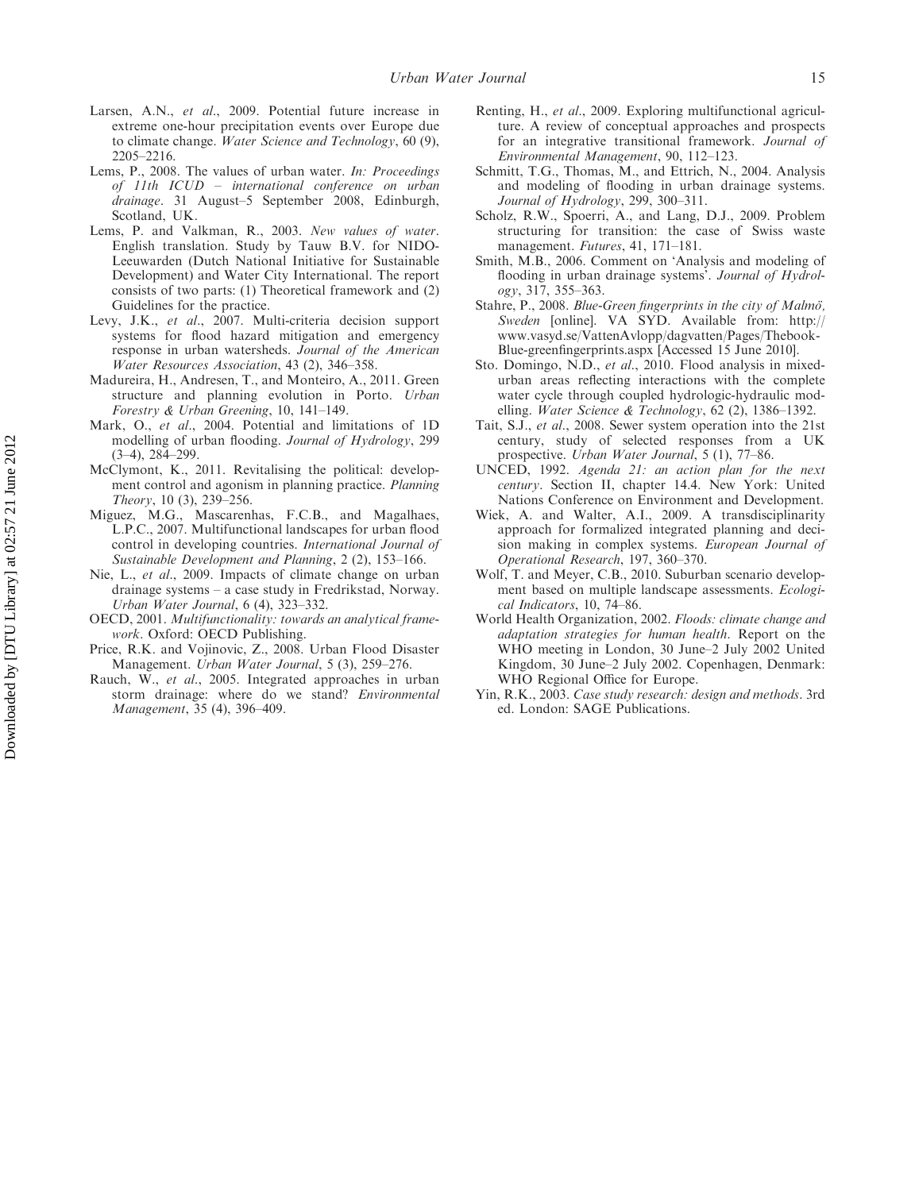Larsen, A.N., *et al*., 2009. Potential future increase in extreme one-hour precipitation events over Europe due to climate change. *Water Science and Technology*, 60 (9), 2205–2216.

Lems, P., 2008. The values of urban water. *In: Proceedings of 11th ICUD – international conference on urban drainage*. 31 August–5 September 2008, Edinburgh, Scotland, UK.

Lems, P. and Valkman, R., 2003. *New values of water*. English translation. Study by Tauw B.V. for NIDO-Leeuwarden (Dutch National Initiative for Sustainable Development) and Water City International. The report consists of two parts: (1) Theoretical framework and (2) Guidelines for the practice.

Levy, J.K., *et al*., 2007. Multi-criteria decision support systems for flood hazard mitigation and emergency response in urban watersheds. *Journal of the American Water Resources Association*, 43 (2), 346–358.

Madureira, H., Andresen, T., and Monteiro, A., 2011. Green structure and planning evolution in Porto. *Urban Forestry & Urban Greening*, 10, 141–149.

Mark, O., *et al*., 2004. Potential and limitations of 1D modelling of urban flooding. *Journal of Hydrology*, 299 (3–4), 284–299.

McClymont, K., 2011. Revitalising the political: development control and agonism in planning practice. *Planning Theory*, 10 (3), 239–256.

Miguez, M.G., Mascarenhas, F.C.B., and Magalhaes, L.P.C., 2007. Multifunctional landscapes for urban flood control in developing countries. *International Journal of Sustainable Development and Planning*, 2 (2), 153–166.

Nie, L., *et al*., 2009. Impacts of climate change on urban drainage systems – a case study in Fredrikstad, Norway. *Urban Water Journal*, 6 (4), 323–332.

OECD, 2001. *Multifunctionality: towards an analytical framework*. Oxford: OECD Publishing.

Price, R.K. and Vojinovic, Z., 2008. Urban Flood Disaster Management. *Urban Water Journal*, 5 (3), 259–276.

Rauch, W., *et al*., 2005. Integrated approaches in urban storm drainage: where do we stand? *Environmental Management*, 35 (4), 396–409.

Renting, H., *et al*., 2009. Exploring multifunctional agriculture. A review of conceptual approaches and prospects for an integrative transitional framework. *Journal of Environmental Management*, 90, 112–123.

Schmitt, T.G., Thomas, M., and Ettrich, N., 2004. Analysis and modeling of flooding in urban drainage systems. *Journal of Hydrology*, 299, 300–311.

Scholz, R.W., Spoerri, A., and Lang, D.J., 2009. Problem structuring for transition: the case of Swiss waste management. *Futures*, 41, 171–181.

Smith, M.B., 2006. Comment on 'Analysis and modeling of flooding in urban drainage systems'. *Journal of Hydrology*, 317, 355–363.

Stahre, P., 2008. *Blue-Green fingerprints in the city of Malmö, Sweden* [online]. VA SYD. Available from: http://www.vasyd.se/VattenAvlopp/dagvatten/Pages/Thebook-Blue-greenfingerprints.aspx [Accessed 15 June 2010].

Sto. Domingo, N.D., *et al*., 2010. Flood analysis in mixed-urban areas reflecting interactions with the complete water cycle through coupled hydrologic-hydraulic modelling. *Water Science & Technology*, 62 (2), 1386–1392.

Tait, S.J., *et al*., 2008. Sewer system operation into the 21st century, study of selected responses from a UK prospective. *Urban Water Journal*, 5 (1), 77–86.

UNCED, 1992. *Agenda 21: an action plan for the next century*. Section II, chapter 14.4. New York: United Nations Conference on Environment and Development.

Wiek, A. and Walter, A.I., 2009. A transdisciplinarity approach for formalized integrated planning and decision making in complex systems. *European Journal of Operational Research*, 197, 360–370.

Wolf, T. and Meyer, C.B., 2010. Suburban scenario development based on multiple landscape assessments. *Ecological Indicators*, 10, 74–86.

World Health Organization, 2002. *Floods: climate change and adaptation strategies for human health*. Report on the WHO meeting in London, 30 June–2 July 2002 United Kingdom, 30 June–2 July 2002. Copenhagen, Denmark: WHO Regional Office for Europe.

Yin, R.K., 2003. *Case study research: design and methods*. 3rd ed. London: SAGE Publications.